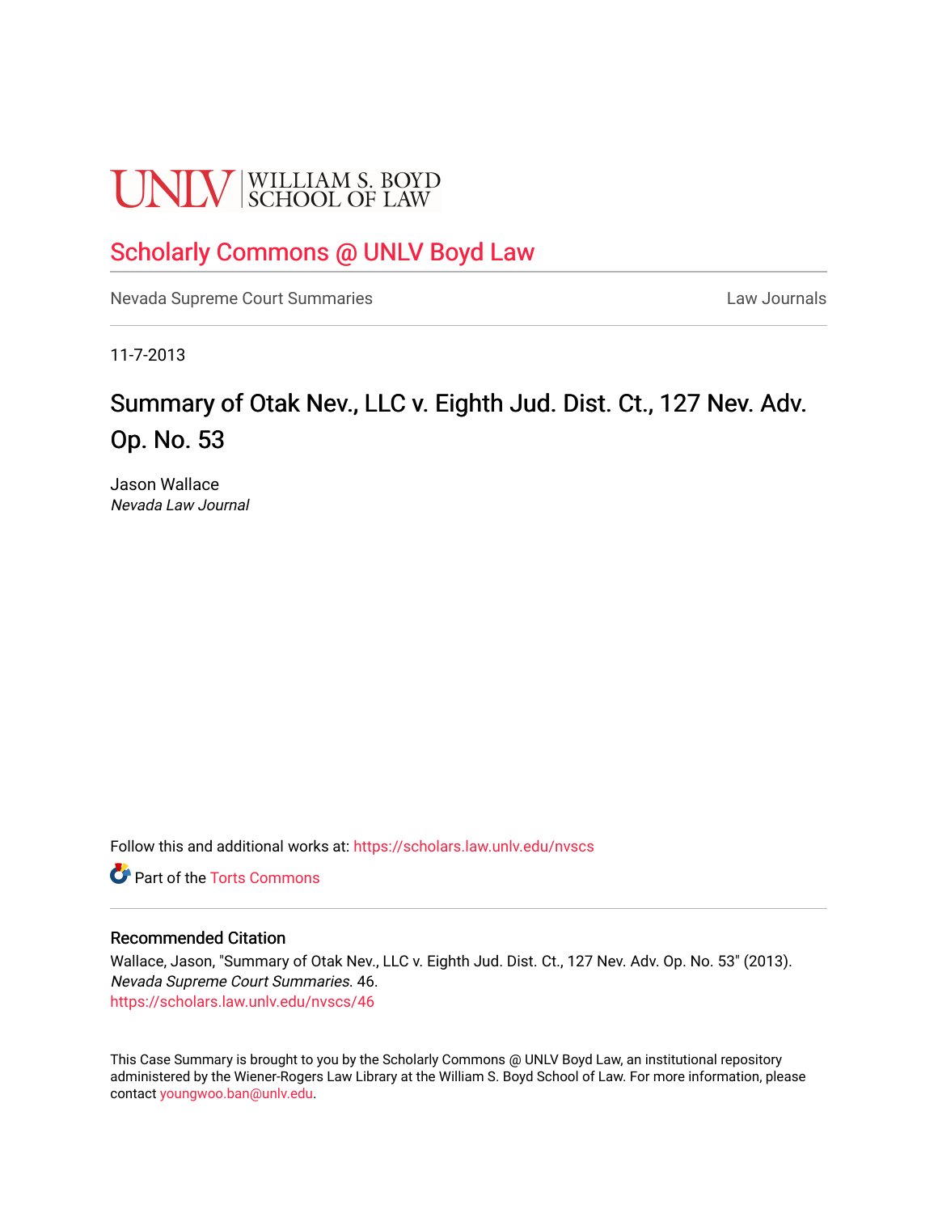UNLV | WILLIAM S. BOYD SCHOOL OF LAW

# Scholarly Commons @ UNLV Boyd Law

Nevada Supreme Court Summaries | Law Journals

11-7-2013

## Summary of Otak Nev., LLC v. Eighth Jud. Dist. Ct., 127 Nev. Adv. Op. No. 53

Jason Wallace
*Nevada Law Journal*

Follow this and additional works at: https://scholars.law.unlv.edu/nvscs

Part of the Torts Commons

### Recommended Citation

Wallace, Jason, "Summary of Otak Nev., LLC v. Eighth Jud. Dist. Ct., 127 Nev. Adv. Op. No. 53" (2013). *Nevada Supreme Court Summaries*. 46.
https://scholars.law.unlv.edu/nvscs/46

This Case Summary is brought to you by the Scholarly Commons @ UNLV Boyd Law, an institutional repository administered by the Wiener-Rogers Law Library at the William S. Boyd School of Law. For more information, please contact youngwoo.ban@unlv.edu.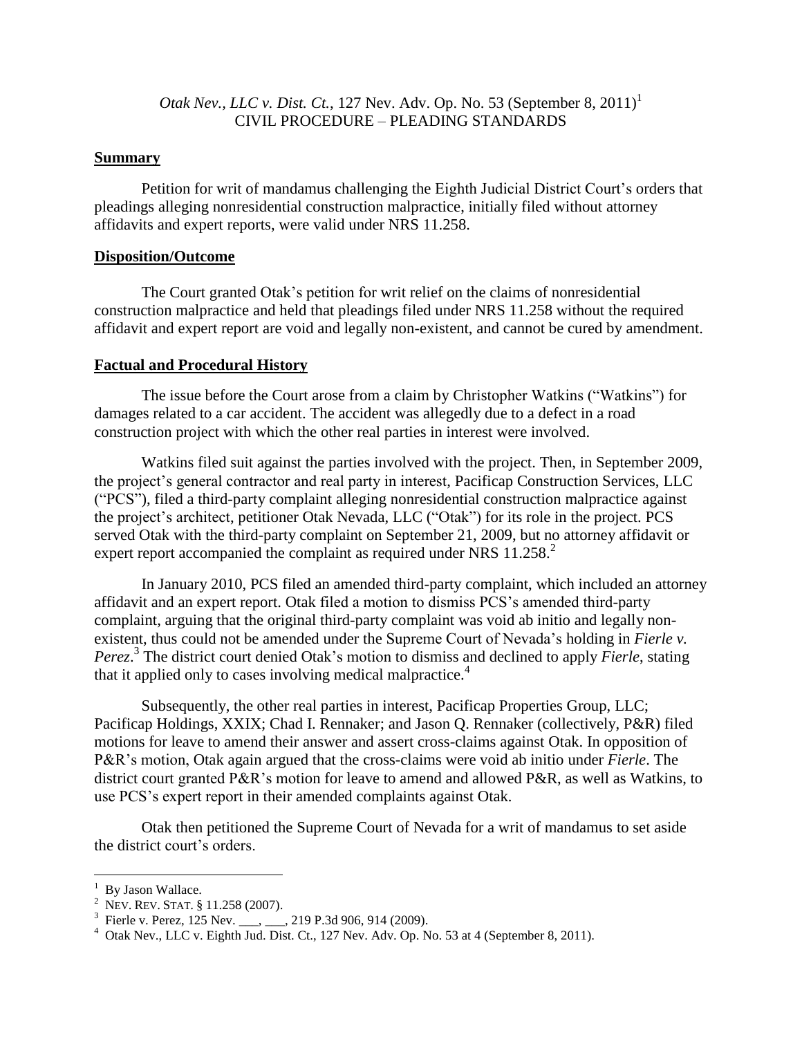*Otak Nev., LLC v. Dist. Ct.*, 127 Nev. Adv. Op. No. 53 (September 8, 2011)[1]
CIVIL PROCEDURE – PLEADING STANDARDS

## Summary

Petition for writ of mandamus challenging the Eighth Judicial District Court's orders that pleadings alleging nonresidential construction malpractice, initially filed without attorney affidavits and expert reports, were valid under NRS 11.258.

## Disposition/Outcome

The Court granted Otak's petition for writ relief on the claims of nonresidential construction malpractice and held that pleadings filed under NRS 11.258 without the required affidavit and expert report are void and legally non-existent, and cannot be cured by amendment.

## Factual and Procedural History

The issue before the Court arose from a claim by Christopher Watkins ("Watkins") for damages related to a car accident. The accident was allegedly due to a defect in a road construction project with which the other real parties in interest were involved.

Watkins filed suit against the parties involved with the project. Then, in September 2009, the project's general contractor and real party in interest, Pacificap Construction Services, LLC ("PCS"), filed a third-party complaint alleging nonresidential construction malpractice against the project's architect, petitioner Otak Nevada, LLC ("Otak") for its role in the project. PCS served Otak with the third-party complaint on September 21, 2009, but no attorney affidavit or expert report accompanied the complaint as required under NRS 11.258.[2]

In January 2010, PCS filed an amended third-party complaint, which included an attorney affidavit and an expert report. Otak filed a motion to dismiss PCS's amended third-party complaint, arguing that the original third-party complaint was void ab initio and legally non-existent, thus could not be amended under the Supreme Court of Nevada's holding in *Fierle v. Perez*.[3] The district court denied Otak's motion to dismiss and declined to apply *Fierle*, stating that it applied only to cases involving medical malpractice.[4]

Subsequently, the other real parties in interest, Pacificap Properties Group, LLC; Pacificap Holdings, XXIX; Chad I. Rennaker; and Jason Q. Rennaker (collectively, P&R) filed motions for leave to amend their answer and assert cross-claims against Otak. In opposition of P&R's motion, Otak again argued that the cross-claims were void ab initio under *Fierle*. The district court granted P&R's motion for leave to amend and allowed P&R, as well as Watkins, to use PCS's expert report in their amended complaints against Otak.

Otak then petitioned the Supreme Court of Nevada for a writ of mandamus to set aside the district court's orders.

---

[1] By Jason Wallace.

[2] NEV. REV. STAT. § 11.258 (2007).

[3] Fierle v. Perez, 125 Nev. ___, ___, 219 P.3d 906, 914 (2009).

[4] Otak Nev., LLC v. Eighth Jud. Dist. Ct., 127 Nev. Adv. Op. No. 53 at 4 (September 8, 2011).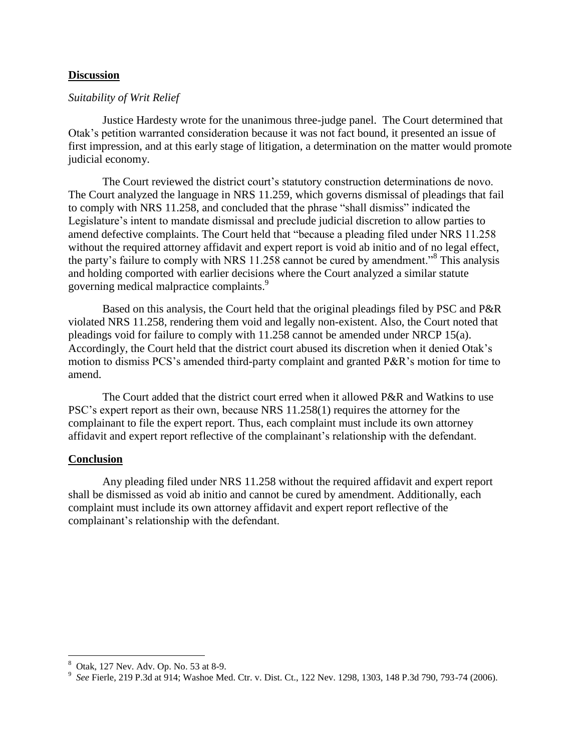## **Discussion**

*Suitability of Writ Relief*

Justice Hardesty wrote for the unanimous three-judge panel. The Court determined that Otak's petition warranted consideration because it was not fact bound, it presented an issue of first impression, and at this early stage of litigation, a determination on the matter would promote judicial economy.

The Court reviewed the district court's statutory construction determinations de novo. The Court analyzed the language in NRS 11.259, which governs dismissal of pleadings that fail to comply with NRS 11.258, and concluded that the phrase "shall dismiss" indicated the Legislature's intent to mandate dismissal and preclude judicial discretion to allow parties to amend defective complaints. The Court held that "because a pleading filed under NRS 11.258 without the required attorney affidavit and expert report is void ab initio and of no legal effect, the party's failure to comply with NRS 11.258 cannot be cured by amendment."[8] This analysis and holding comported with earlier decisions where the Court analyzed a similar statute governing medical malpractice complaints.[9]

Based on this analysis, the Court held that the original pleadings filed by PSC and P&R violated NRS 11.258, rendering them void and legally non-existent. Also, the Court noted that pleadings void for failure to comply with 11.258 cannot be amended under NRCP 15(a). Accordingly, the Court held that the district court abused its discretion when it denied Otak's motion to dismiss PCS's amended third-party complaint and granted P&R's motion for time to amend.

The Court added that the district court erred when it allowed P&R and Watkins to use PSC's expert report as their own, because NRS 11.258(1) requires the attorney for the complainant to file the expert report. Thus, each complaint must include its own attorney affidavit and expert report reflective of the complainant's relationship with the defendant.

## **Conclusion**

Any pleading filed under NRS 11.258 without the required affidavit and expert report shall be dismissed as void ab initio and cannot be cured by amendment. Additionally, each complaint must include its own attorney affidavit and expert report reflective of the complainant's relationship with the defendant.

---

[8] Otak, 127 Nev. Adv. Op. No. 53 at 8-9.

[9] *See* Fierle, 219 P.3d at 914; Washoe Med. Ctr. v. Dist. Ct., 122 Nev. 1298, 1303, 148 P.3d 790, 793-74 (2006).